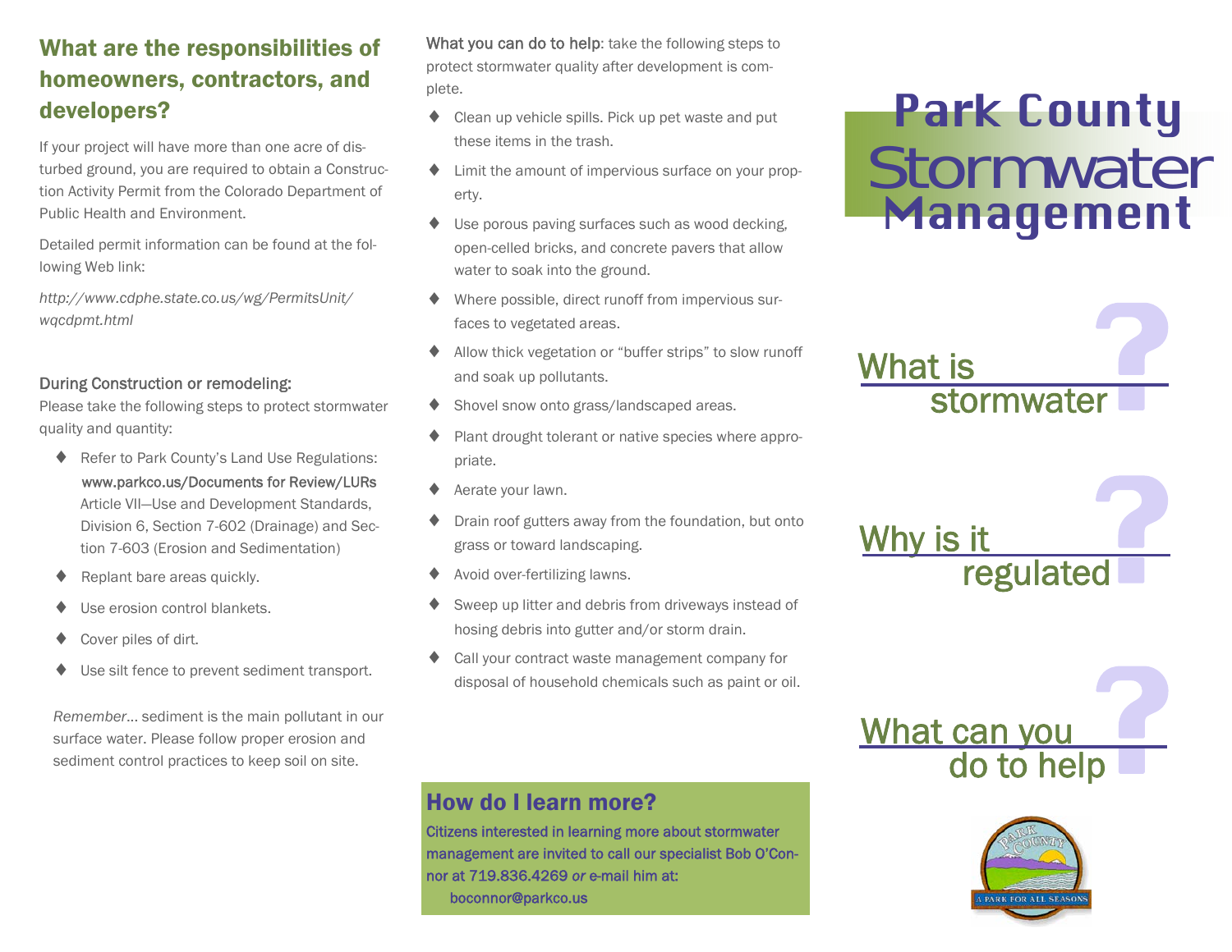## What are the responsibilities of homeowners, contractors, and developers?

If your project will have more than one acre of disturbed ground, you are required to obtain a Construction Activity Permit from the Colorado Department of Public Health and Environment.

Detailed permit information can be found at the following Web link:

*http://www.cdphe.state.co.us/wg/PermitsUnit/wqcdpmt.html*

**During Construction or remodeling:**

Please take the following steps to protect stormwater quality and quantity:

- Refer to Park County's Land Use Regulations: **www.parkco.us/Documents for Review/LURs** Article VII—Use and Development Standards, Division 6, Section 7-602 (Drainage) and Section 7-603 (Erosion and Sedimentation)
- Replant bare areas quickly.
- Use erosion control blankets.
- Cover piles of dirt.
- Use silt fence to prevent sediment transport.

*Remember…* sediment is the main pollutant in our surface water. Please follow proper erosion and sediment control practices to keep soil on site.

**What you can do to help**: take the following steps to protect stormwater quality after development is complete.

- Clean up vehicle spills. Pick up pet waste and put these items in the trash.
- Limit the amount of impervious surface on your property.
- Use porous paving surfaces such as wood decking, open-celled bricks, and concrete pavers that allow water to soak into the ground.
- Where possible, direct runoff from impervious surfaces to vegetated areas.
- Allow thick vegetation or "buffer strips" to slow runoff and soak up pollutants.
- Shovel snow onto grass/landscaped areas.
- Plant drought tolerant or native species where appropriate.
- Aerate your lawn.
- Drain roof gutters away from the foundation, but onto grass or toward landscaping.
- Avoid over-fertilizing lawns.
- Sweep up litter and debris from driveways instead of hosing debris into gutter and/or storm drain.
- Call your contract waste management company for disposal of household chemicals such as paint or oil.

## How do I learn more?

Citizens interested in learning more about stormwater management are invited to call our specialist Bob O'Connor at 719.836.4269 *or* e-mail him at:
boconnor@parkco.us

# Park County Stormwater Management

## What is stormwater?

## Why is it regulated?

## What can you do to help?

A PARK FOR ALL SEASONS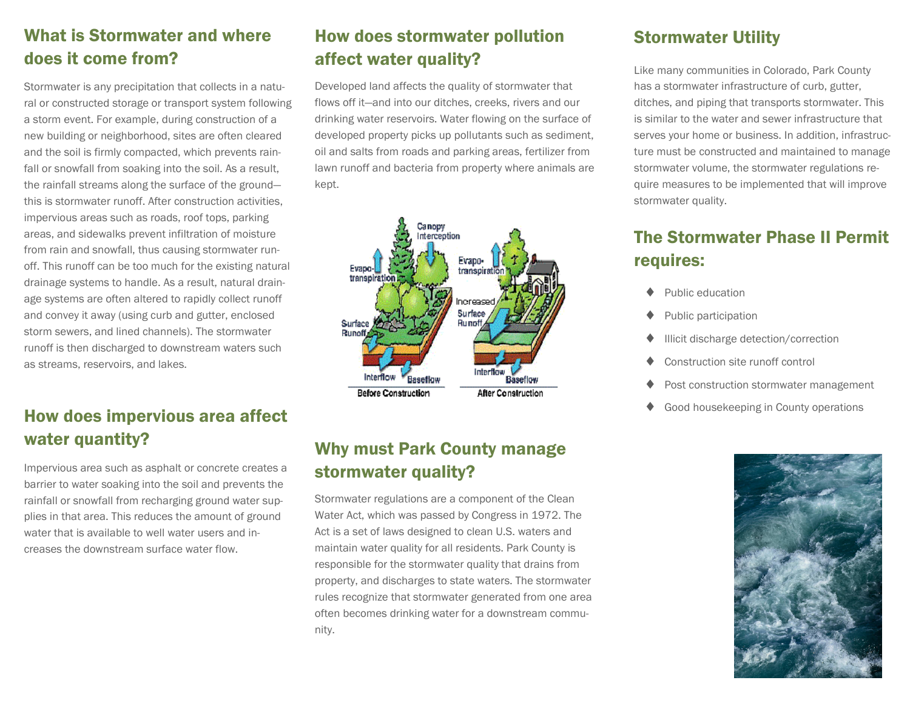## What is Stormwater and where does it come from?

Stormwater is any precipitation that collects in a natural or constructed storage or transport system following a storm event. For example, during construction of a new building or neighborhood, sites are often cleared and the soil is firmly compacted, which prevents rainfall or snowfall from soaking into the soil. As a result, the rainfall streams along the surface of the ground—this is stormwater runoff. After construction activities, impervious areas such as roads, roof tops, parking areas, and sidewalks prevent infiltration of moisture from rain and snowfall, thus causing stormwater runoff. This runoff can be too much for the existing natural drainage systems to handle. As a result, natural drainage systems are often altered to rapidly collect runoff and convey it away (using curb and gutter, enclosed storm sewers, and lined channels). The stormwater runoff is then discharged to downstream waters such as streams, reservoirs, and lakes.

## How does impervious area affect water quantity?

Impervious area such as asphalt or concrete creates a barrier to water soaking into the soil and prevents the rainfall or snowfall from recharging ground water supplies in that area. This reduces the amount of ground water that is available to well water users and increases the downstream surface water flow.

## How does stormwater pollution affect water quality?

Developed land affects the quality of stormwater that flows off it—and into our ditches, creeks, rivers and our drinking water reservoirs. Water flowing on the surface of developed property picks up pollutants such as sediment, oil and salts from roads and parking areas, fertilizer from lawn runoff and bacteria from property where animals are kept.

Canopy Interception
Evapo-transpiration
Surface Runoff
Interflow
Baseflow
Before Construction
Evapo-transpiration
Increased Surface Runoff
Interflow
Baseflow
After Construction

## Why must Park County manage stormwater quality?

Stormwater regulations are a component of the Clean Water Act, which was passed by Congress in 1972. The Act is a set of laws designed to clean U.S. waters and maintain water quality for all residents. Park County is responsible for the stormwater quality that drains from property, and discharges to state waters. The stormwater rules recognize that stormwater generated from one area often becomes drinking water for a downstream community.

## Stormwater Utility

Like many communities in Colorado, Park County has a stormwater infrastructure of curb, gutter, ditches, and piping that transports stormwater. This is similar to the water and sewer infrastructure that serves your home or business. In addition, infrastructure must be constructed and maintained to manage stormwater volume, the stormwater regulations require measures to be implemented that will improve stormwater quality.

## The Stormwater Phase II Permit requires:

- Public education
- Public participation
- Illicit discharge detection/correction
- Construction site runoff control
- Post construction stormwater management
- Good housekeeping in County operations